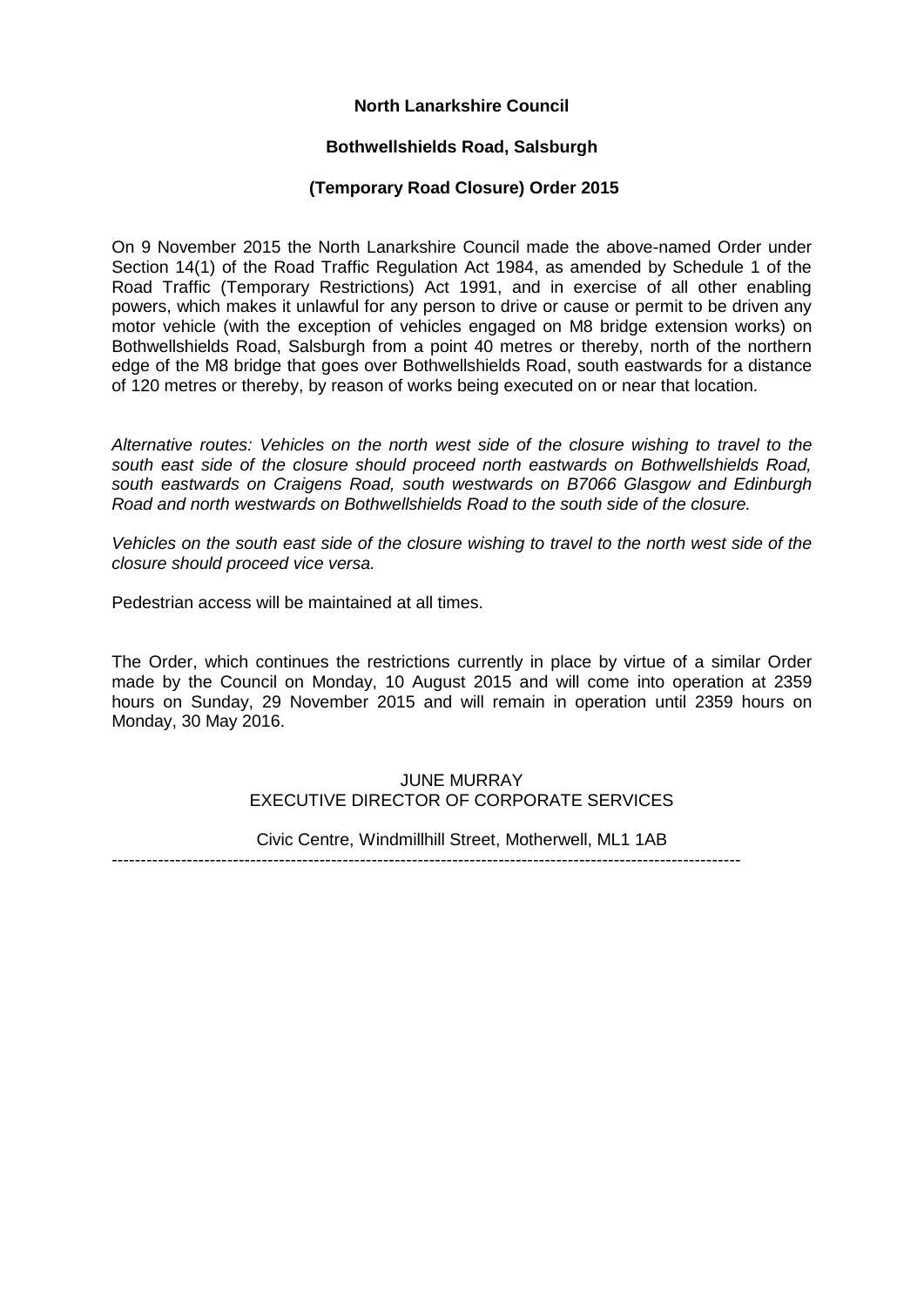**North Lanarkshire Council**

**Bothwellshields Road, Salsburgh**

**(Temporary Road Closure) Order 2015**

On 9 November 2015 the North Lanarkshire Council made the above-named Order under Section 14(1) of the Road Traffic Regulation Act 1984, as amended by Schedule 1 of the Road Traffic (Temporary Restrictions) Act 1991, and in exercise of all other enabling powers, which makes it unlawful for any person to drive or cause or permit to be driven any motor vehicle (with the exception of vehicles engaged on M8 bridge extension works) on Bothwellshields Road, Salsburgh from a point 40 metres or thereby, north of the northern edge of the M8 bridge that goes over Bothwellshields Road, south eastwards for a distance of 120 metres or thereby, by reason of works being executed on or near that location.

*Alternative routes: Vehicles on the north west side of the closure wishing to travel to the south east side of the closure should proceed north eastwards on Bothwellshields Road, south eastwards on Craigens Road, south westwards on B7066 Glasgow and Edinburgh Road and north westwards on Bothwellshields Road to the south side of the closure.*

*Vehicles on the south east side of the closure wishing to travel to the north west side of the closure should proceed vice versa.*

Pedestrian access will be maintained at all times.

The Order, which continues the restrictions currently in place by virtue of a similar Order made by the Council on Monday, 10 August 2015 and will come into operation at 2359 hours on Sunday, 29 November 2015 and will remain in operation until 2359 hours on Monday, 30 May 2016.

JUNE MURRAY
EXECUTIVE DIRECTOR OF CORPORATE SERVICES

Civic Centre, Windmillhill Street, Motherwell, ML1 1AB

---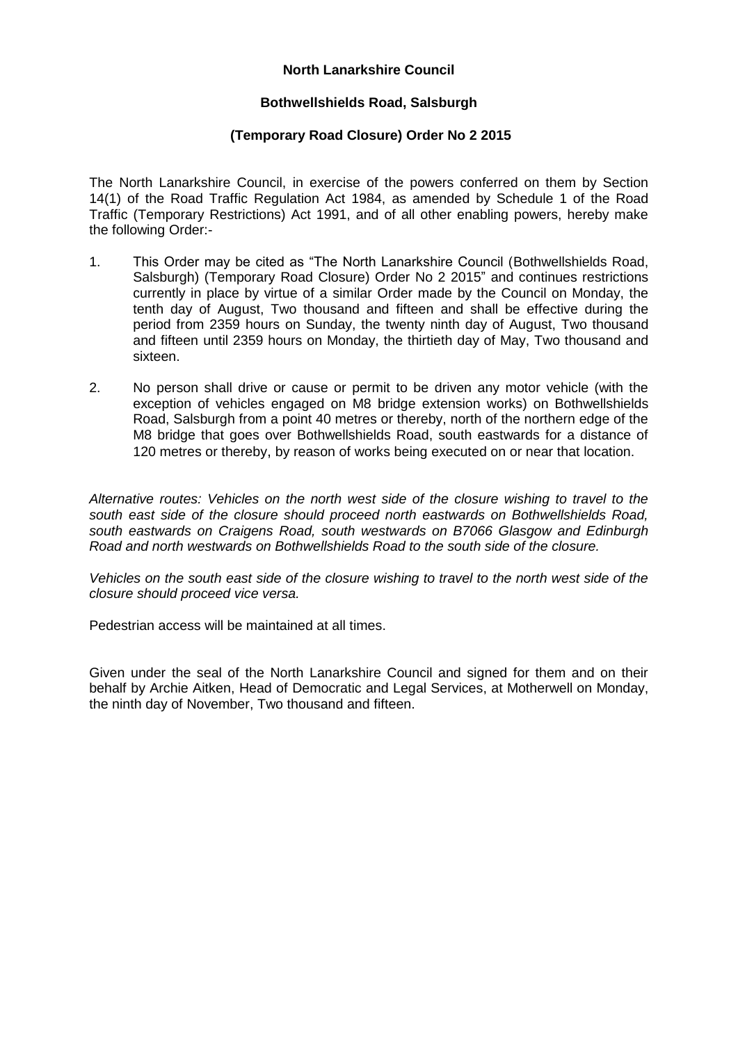**North Lanarkshire Council**

**Bothwellshields Road, Salsburgh**

**(Temporary Road Closure) Order No 2 2015**

The North Lanarkshire Council, in exercise of the powers conferred on them by Section 14(1) of the Road Traffic Regulation Act 1984, as amended by Schedule 1 of the Road Traffic (Temporary Restrictions) Act 1991, and of all other enabling powers, hereby make the following Order:-

1. This Order may be cited as "The North Lanarkshire Council (Bothwellshields Road, Salsburgh) (Temporary Road Closure) Order No 2 2015" and continues restrictions currently in place by virtue of a similar Order made by the Council on Monday, the tenth day of August, Two thousand and fifteen and shall be effective during the period from 2359 hours on Sunday, the twenty ninth day of August, Two thousand and fifteen until 2359 hours on Monday, the thirtieth day of May, Two thousand and sixteen.

2. No person shall drive or cause or permit to be driven any motor vehicle (with the exception of vehicles engaged on M8 bridge extension works) on Bothwellshields Road, Salsburgh from a point 40 metres or thereby, north of the northern edge of the M8 bridge that goes over Bothwellshields Road, south eastwards for a distance of 120 metres or thereby, by reason of works being executed on or near that location.

*Alternative routes: Vehicles on the north west side of the closure wishing to travel to the south east side of the closure should proceed north eastwards on Bothwellshields Road, south eastwards on Craigens Road, south westwards on B7066 Glasgow and Edinburgh Road and north westwards on Bothwellshields Road to the south side of the closure.*

*Vehicles on the south east side of the closure wishing to travel to the north west side of the closure should proceed vice versa.*

Pedestrian access will be maintained at all times.

Given under the seal of the North Lanarkshire Council and signed for them and on their behalf by Archie Aitken, Head of Democratic and Legal Services, at Motherwell on Monday, the ninth day of November, Two thousand and fifteen.